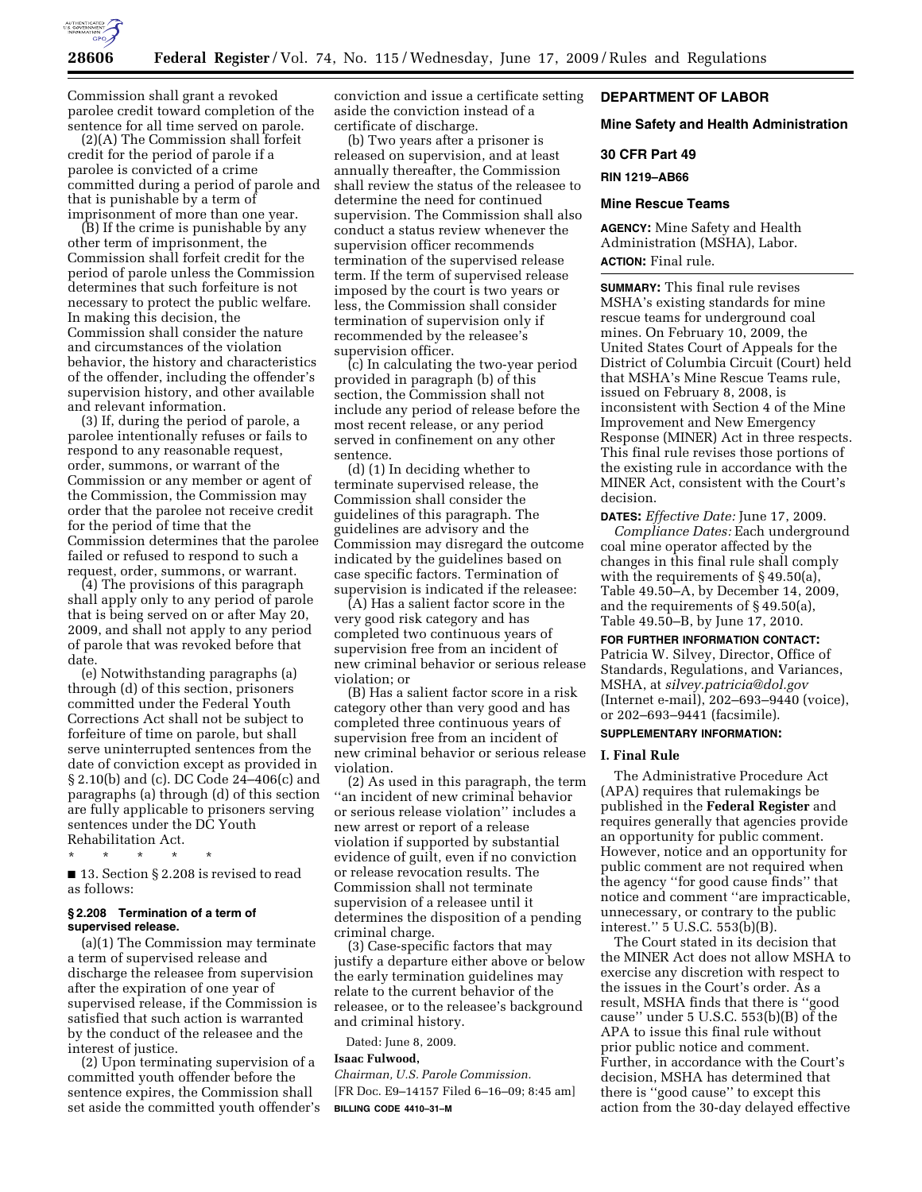Commission shall grant a revoked parolee credit toward completion of the sentence for all time served on parole.

(2)(A) The Commission shall forfeit credit for the period of parole if a parolee is convicted of a crime committed during a period of parole and that is punishable by a term of imprisonment of more than one year.

(B) If the crime is punishable by any other term of imprisonment, the Commission shall forfeit credit for the period of parole unless the Commission determines that such forfeiture is not necessary to protect the public welfare. In making this decision, the Commission shall consider the nature and circumstances of the violation behavior, the history and characteristics of the offender, including the offender's supervision history, and other available and relevant information.

(3) If, during the period of parole, a parolee intentionally refuses or fails to respond to any reasonable request, order, summons, or warrant of the Commission or any member or agent of the Commission, the Commission may order that the parolee not receive credit for the period of time that the Commission determines that the parolee failed or refused to respond to such a request, order, summons, or warrant.

(4) The provisions of this paragraph shall apply only to any period of parole that is being served on or after May 20, 2009, and shall not apply to any period of parole that was revoked before that date.

(e) Notwithstanding paragraphs (a) through (d) of this section, prisoners committed under the Federal Youth Corrections Act shall not be subject to forfeiture of time on parole, but shall serve uninterrupted sentences from the date of conviction except as provided in § 2.10(b) and (c). DC Code 24–406(c) and paragraphs (a) through (d) of this section are fully applicable to prisoners serving sentences under the DC Youth Rehabilitation Act.

\* \* \* \* \*

■ 13. Section § 2.208 is revised to read as follows:

**§ 2.208 Termination of a term of supervised release.**

(a)(1) The Commission may terminate a term of supervised release and discharge the releasee from supervision after the expiration of one year of supervised release, if the Commission is satisfied that such action is warranted by the conduct of the releasee and the interest of justice.

(2) Upon terminating supervision of a committed youth offender before the sentence expires, the Commission shall set aside the committed youth offender's conviction and issue a certificate setting aside the conviction instead of a certificate of discharge.

(b) Two years after a prisoner is released on supervision, and at least annually thereafter, the Commission shall review the status of the releasee to determine the need for continued supervision. The Commission shall also conduct a status review whenever the supervision officer recommends termination of the supervised release term. If the term of supervised release imposed by the court is two years or less, the Commission shall consider termination of supervision only if recommended by the releasee's supervision officer.

(c) In calculating the two-year period provided in paragraph (b) of this section, the Commission shall not include any period of release before the most recent release, or any period served in confinement on any other sentence.

(d) (1) In deciding whether to terminate supervised release, the Commission shall consider the guidelines of this paragraph. The guidelines are advisory and the Commission may disregard the outcome indicated by the guidelines based on case specific factors. Termination of supervision is indicated if the releasee:

(A) Has a salient factor score in the very good risk category and has completed two continuous years of supervision free from an incident of new criminal behavior or serious release violation; or

(B) Has a salient factor score in a risk category other than very good and has completed three continuous years of supervision free from an incident of new criminal behavior or serious release violation.

(2) As used in this paragraph, the term ''an incident of new criminal behavior or serious release violation'' includes a new arrest or report of a release violation if supported by substantial evidence of guilt, even if no conviction or release revocation results. The Commission shall not terminate supervision of a releasee until it determines the disposition of a pending criminal charge.

(3) Case-specific factors that may justify a departure either above or below the early termination guidelines may relate to the current behavior of the releasee, or to the releasee's background and criminal history.

Dated: June 8, 2009.

**Isaac Fulwood,**

*Chairman, U.S. Parole Commission.*

[FR Doc. E9–14157 Filed 6–16–09; 8:45 am]

**BILLING CODE 4410–31–M**

## DEPARTMENT OF LABOR

### Mine Safety and Health Administration

### 30 CFR Part 49

### RIN 1219–AB66

### Mine Rescue Teams

**AGENCY:** Mine Safety and Health Administration (MSHA), Labor.

**ACTION:** Final rule.

**SUMMARY:** This final rule revises MSHA's existing standards for mine rescue teams for underground coal mines. On February 10, 2009, the United States Court of Appeals for the District of Columbia Circuit (Court) held that MSHA's Mine Rescue Teams rule, issued on February 8, 2008, is inconsistent with Section 4 of the Mine Improvement and New Emergency Response (MINER) Act in three respects. This final rule revises those portions of the existing rule in accordance with the MINER Act, consistent with the Court's decision.

**DATES:** *Effective Date:* June 17, 2009.

*Compliance Dates:* Each underground coal mine operator affected by the changes in this final rule shall comply with the requirements of § 49.50(a), Table 49.50–A, by December 14, 2009, and the requirements of § 49.50(a), Table 49.50–B, by June 17, 2010.

**FOR FURTHER INFORMATION CONTACT:** Patricia W. Silvey, Director, Office of Standards, Regulations, and Variances, MSHA, at *silvey.patricia@dol.gov* (Internet e-mail), 202–693–9440 (voice), or 202–693–9441 (facsimile).

**SUPPLEMENTARY INFORMATION:**

#### I. Final Rule

The Administrative Procedure Act (APA) requires that rulemakings be published in the **Federal Register** and requires generally that agencies provide an opportunity for public comment. However, notice and an opportunity for public comment are not required when the agency ''for good cause finds'' that notice and comment ''are impracticable, unnecessary, or contrary to the public interest.'' 5 U.S.C. 553(b)(B).

The Court stated in its decision that the MINER Act does not allow MSHA to exercise any discretion with respect to the issues in the Court's order. As a result, MSHA finds that there is ''good cause'' under 5 U.S.C. 553(b)(B) of the APA to issue this final rule without prior public notice and comment. Further, in accordance with the Court's decision, MSHA has determined that there is ''good cause'' to except this action from the 30-day delayed effective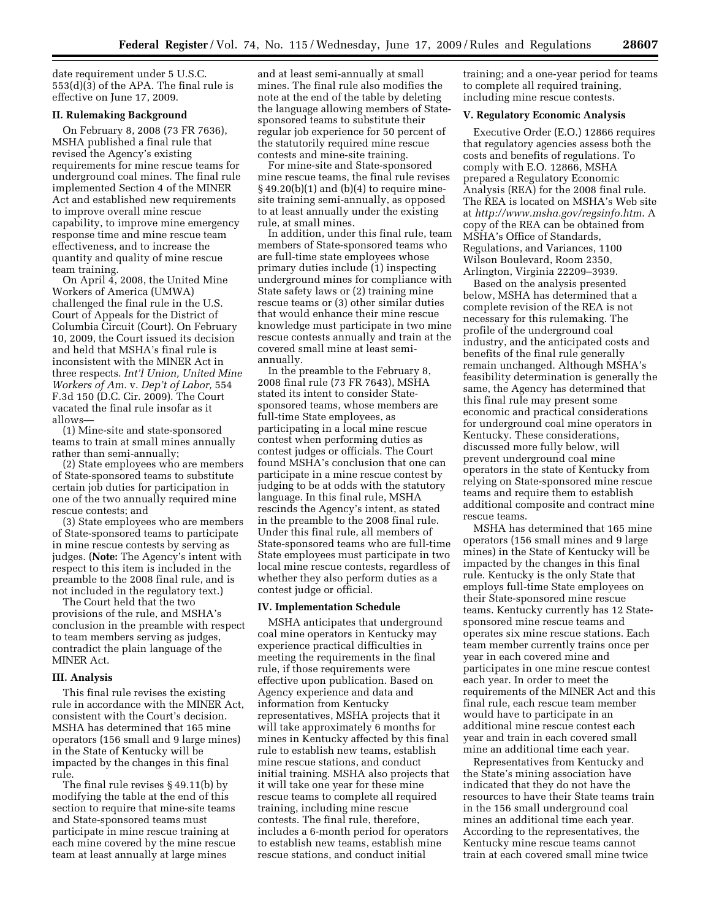date requirement under 5 U.S.C. 553(d)(3) of the APA. The final rule is effective on June 17, 2009.

## II. Rulemaking Background

On February 8, 2008 (73 FR 7636), MSHA published a final rule that revised the Agency's existing requirements for mine rescue teams for underground coal mines. The final rule implemented Section 4 of the MINER Act and established new requirements to improve overall mine rescue capability, to improve mine emergency response time and mine rescue team effectiveness, and to increase the quantity and quality of mine rescue team training.

On April 4, 2008, the United Mine Workers of America (UMWA) challenged the final rule in the U.S. Court of Appeals for the District of Columbia Circuit (Court). On February 10, 2009, the Court issued its decision and held that MSHA's final rule is inconsistent with the MINER Act in three respects. *Int'l Union, United Mine Workers of Am.* v. *Dep't of Labor,* 554 F.3d 150 (D.C. Cir. 2009). The Court vacated the final rule insofar as it allows—

(1) Mine-site and state-sponsored teams to train at small mines annually rather than semi-annually;

(2) State employees who are members of State-sponsored teams to substitute certain job duties for participation in one of the two annually required mine rescue contests; and

(3) State employees who are members of State-sponsored teams to participate in mine rescue contests by serving as judges. (**Note:** The Agency's intent with respect to this item is included in the preamble to the 2008 final rule, and is not included in the regulatory text.)

The Court held that the two provisions of the rule, and MSHA's conclusion in the preamble with respect to team members serving as judges, contradict the plain language of the MINER Act.

## III. Analysis

This final rule revises the existing rule in accordance with the MINER Act, consistent with the Court's decision. MSHA has determined that 165 mine operators (156 small and 9 large mines) in the State of Kentucky will be impacted by the changes in this final rule.

The final rule revises § 49.11(b) by modifying the table at the end of this section to require that mine-site teams and State-sponsored teams must participate in mine rescue training at each mine covered by the mine rescue team at least annually at large mines and at least semi-annually at small mines. The final rule also modifies the note at the end of the table by deleting the language allowing members of State-sponsored teams to substitute their regular job experience for 50 percent of the statutorily required mine rescue contests and mine-site training.

For mine-site and State-sponsored mine rescue teams, the final rule revises § 49.20(b)(1) and (b)(4) to require mine-site training semi-annually, as opposed to at least annually under the existing rule, at small mines.

In addition, under this final rule, team members of State-sponsored teams who are full-time state employees whose primary duties include (1) inspecting underground mines for compliance with State safety laws or (2) training mine rescue teams or (3) other similar duties that would enhance their mine rescue knowledge must participate in two mine rescue contests annually and train at the covered small mine at least semi-annually.

In the preamble to the February 8, 2008 final rule (73 FR 7643), MSHA stated its intent to consider State-sponsored teams, whose members are full-time State employees, as participating in a local mine rescue contest when performing duties as contest judges or officials. The Court found MSHA's conclusion that one can participate in a mine rescue contest by judging to be at odds with the statutory language. In this final rule, MSHA rescinds the Agency's intent, as stated in the preamble to the 2008 final rule. Under this final rule, all members of State-sponsored teams who are full-time State employees must participate in two local mine rescue contests, regardless of whether they also perform duties as a contest judge or official.

## IV. Implementation Schedule

MSHA anticipates that underground coal mine operators in Kentucky may experience practical difficulties in meeting the requirements in the final rule, if those requirements were effective upon publication. Based on Agency experience and data and information from Kentucky representatives, MSHA projects that it will take approximately 6 months for mines in Kentucky affected by this final rule to establish new teams, establish mine rescue stations, and conduct initial training. MSHA also projects that it will take one year for these mine rescue teams to complete all required training, including mine rescue contests. The final rule, therefore, includes a 6-month period for operators to establish new teams, establish mine rescue stations, and conduct initial training; and a one-year period for teams to complete all required training, including mine rescue contests.

## V. Regulatory Economic Analysis

Executive Order (E.O.) 12866 requires that regulatory agencies assess both the costs and benefits of regulations. To comply with E.O. 12866, MSHA prepared a Regulatory Economic Analysis (REA) for the 2008 final rule. The REA is located on MSHA's Web site at *http://www.msha.gov/regsinfo.htm.* A copy of the REA can be obtained from MSHA's Office of Standards, Regulations, and Variances, 1100 Wilson Boulevard, Room 2350, Arlington, Virginia 22209–3939.

Based on the analysis presented below, MSHA has determined that a complete revision of the REA is not necessary for this rulemaking. The profile of the underground coal industry, and the anticipated costs and benefits of the final rule generally remain unchanged. Although MSHA's feasibility determination is generally the same, the Agency has determined that this final rule may present some economic and practical considerations for underground coal mine operators in Kentucky. These considerations, discussed more fully below, will prevent underground coal mine operators in the state of Kentucky from relying on State-sponsored mine rescue teams and require them to establish additional composite and contract mine rescue teams.

MSHA has determined that 165 mine operators (156 small mines and 9 large mines) in the State of Kentucky will be impacted by the changes in this final rule. Kentucky is the only State that employs full-time State employees on their State-sponsored mine rescue teams. Kentucky currently has 12 State-sponsored mine rescue teams and operates six mine rescue stations. Each team member currently trains once per year in each covered mine and participates in one mine rescue contest each year. In order to meet the requirements of the MINER Act and this final rule, each rescue team member would have to participate in an additional mine rescue contest each year and train in each covered small mine an additional time each year.

Representatives from Kentucky and the State's mining association have indicated that they do not have the resources to have their State teams train in the 156 small underground coal mines an additional time each year. According to the representatives, the Kentucky mine rescue teams cannot train at each covered small mine twice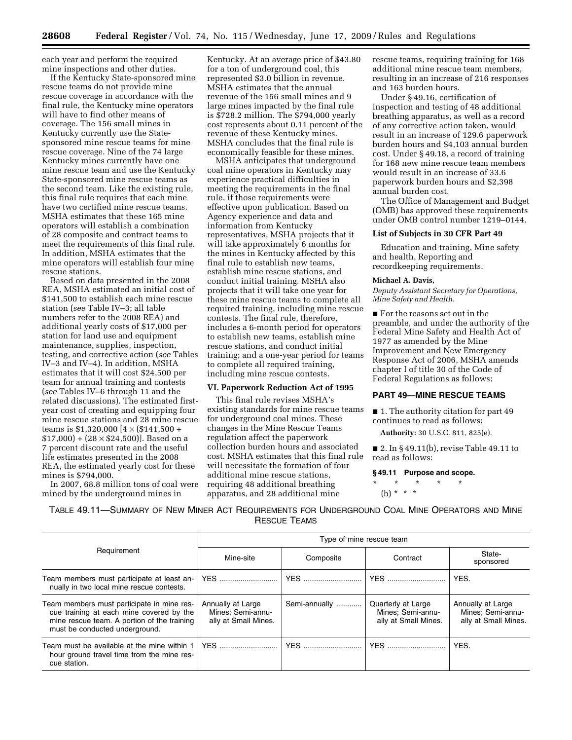each year and perform the required mine inspections and other duties.

If the Kentucky State-sponsored mine rescue teams do not provide mine rescue coverage in accordance with the final rule, the Kentucky mine operators will have to find other means of coverage. The 156 small mines in Kentucky currently use the State-sponsored mine rescue teams for mine rescue coverage. Nine of the 74 large Kentucky mines currently have one mine rescue team and use the Kentucky State-sponsored mine rescue teams as the second team. Like the existing rule, this final rule requires that each mine have two certified mine rescue teams. MSHA estimates that these 165 mine operators will establish a combination of 28 composite and contract teams to meet the requirements of this final rule. In addition, MSHA estimates that the mine operators will establish four mine rescue stations.

Based on data presented in the 2008 REA, MSHA estimated an initial cost of $141,500 to establish each mine rescue station (*see* Table IV–3; all table numbers refer to the 2008 REA) and additional yearly costs of $17,000 per station for land use and equipment maintenance, supplies, inspection, testing, and corrective action (*see* Tables IV–3 and IV–4). In addition, MSHA estimates that it will cost $24,500 per team for annual training and contests (*see* Tables IV–6 through 11 and the related discussions). The estimated first-year cost of creating and equipping four mine rescue stations and 28 mine rescue teams is $1,320,000 [$4 \times$ ($141,500 + $17,000) + ($28 \times$ $24,500)]. Based on a 7 percent discount rate and the useful life estimates presented in the 2008 REA, the estimated yearly cost for these mines is $794,000.

In 2007, 68.8 million tons of coal were mined by the underground mines in Kentucky. At an average price of $43.80 for a ton of underground coal, this represented $3.0 billion in revenue. MSHA estimates that the annual revenue of the 156 small mines and 9 large mines impacted by the final rule is $728.2 million. The $794,000 yearly cost represents about 0.11 percent of the revenue of these Kentucky mines. MSHA concludes that the final rule is economically feasible for these mines.

MSHA anticipates that underground coal mine operators in Kentucky may experience practical difficulties in meeting the requirements in the final rule, if those requirements were effective upon publication. Based on Agency experience and data and information from Kentucky representatives, MSHA projects that it will take approximately 6 months for the mines in Kentucky affected by this final rule to establish new teams, establish mine rescue stations, and conduct initial training. MSHA also projects that it will take one year for these mine rescue teams to complete all required training, including mine rescue contests. The final rule, therefore, includes a 6-month period for operators to establish new teams, establish mine rescue stations, and conduct initial training; and a one-year period for teams to complete all required training, including mine rescue contests.

## VI. Paperwork Reduction Act of 1995

This final rule revises MSHA's existing standards for mine rescue teams for underground coal mines. These changes in the Mine Rescue Teams regulation affect the paperwork collection burden hours and associated cost. MSHA estimates that this final rule will necessitate the formation of four additional mine rescue stations, requiring 48 additional breathing apparatus, and 28 additional mine rescue teams, requiring training for 168 additional mine rescue team members, resulting in an increase of 216 responses and 163 burden hours.

Under § 49.16, certification of inspection and testing of 48 additional breathing apparatus, as well as a record of any corrective action taken, would result in an increase of 129.6 paperwork burden hours and $4,103 annual burden cost. Under § 49.18, a record of training for 168 new mine rescue team members would result in an increase of 33.6 paperwork burden hours and $2,398 annual burden cost.

The Office of Management and Budget (OMB) has approved these requirements under OMB control number 1219–0144.

### List of Subjects in 30 CFR Part 49

Education and training, Mine safety and health, Reporting and recordkeeping requirements.

**Michael A. Davis,**

*Deputy Assistant Secretary for Operations, Mine Safety and Health.*

■ For the reasons set out in the preamble, and under the authority of the Federal Mine Safety and Health Act of 1977 as amended by the Mine Improvement and New Emergency Response Act of 2006, MSHA amends chapter I of title 30 of the Code of Federal Regulations as follows:

## PART 49—MINE RESCUE TEAMS

■ 1. The authority citation for part 49 continues to read as follows:

**Authority:** 30 U.S.C. 811, 825(e).

■ 2. In § 49.11(b), revise Table 49.11 to read as follows:

### § 49.11 Purpose and scope.

\* \* \* \* \*

(b) \* \* \*

TABLE 49.11—SUMMARY OF NEW MINER ACT REQUIREMENTS FOR UNDERGROUND COAL MINE OPERATORS AND MINE RESCUE TEAMS

| Requirement | Type of mine rescue team | | | |
|---|---|---|---|---|
| | Mine-site | Composite | Contract | State-sponsored |
| Team members must participate at least annually in two local mine rescue contests. | YES | YES | YES | YES. |
| Team members must participate in mine rescue training at each mine covered by the mine rescue team. A portion of the training must be conducted underground. | Annually at Large Mines; Semi-annually at Small Mines. | Semi-annually | Quarterly at Large Mines; Semi-annually at Small Mines. | Annually at Large Mines; Semi-annually at Small Mines. |
| Team must be available at the mine within 1 hour ground travel time from the mine rescue station. | YES | YES | YES | YES. |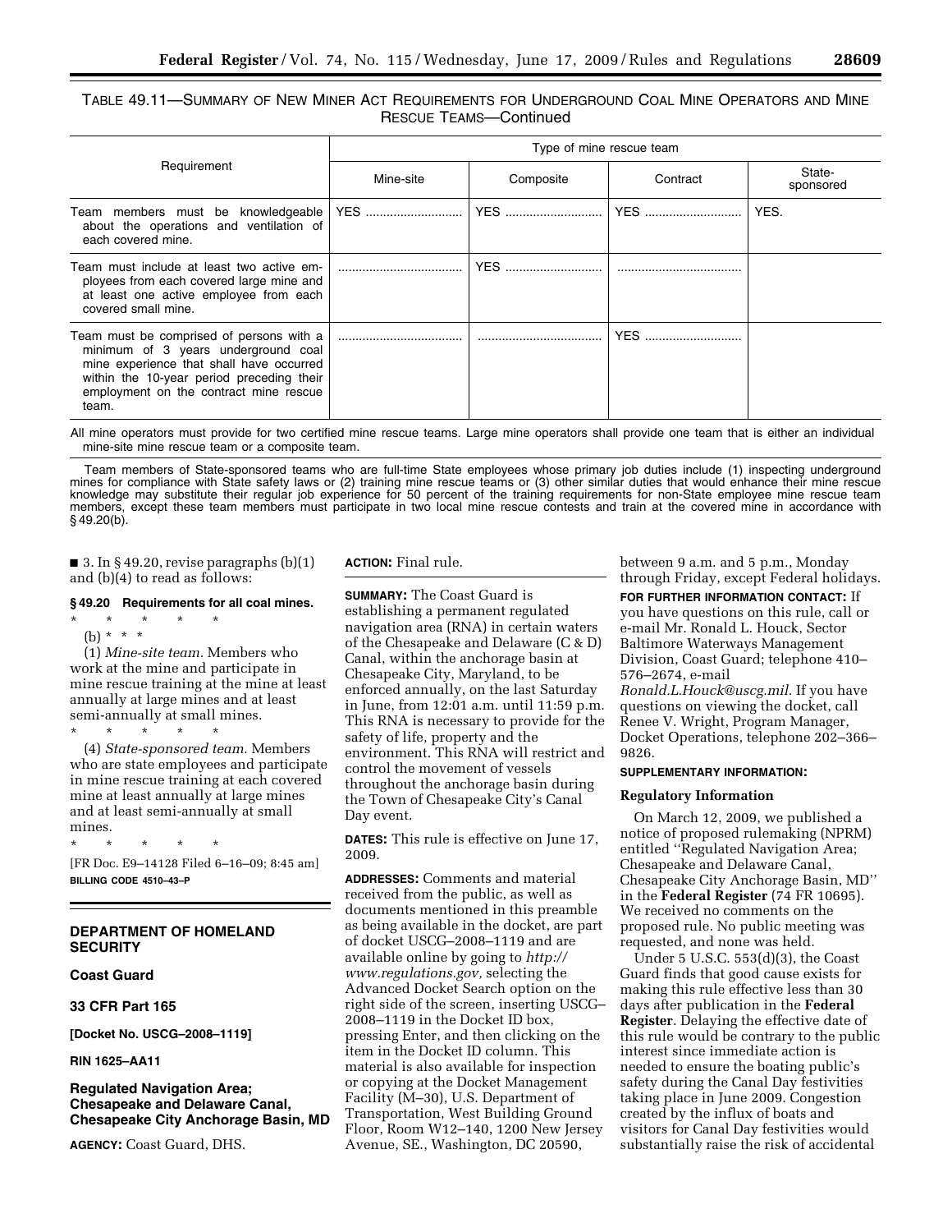TABLE 49.11—SUMMARY OF NEW MINER ACT REQUIREMENTS FOR UNDERGROUND COAL MINE OPERATORS AND MINE RESCUE TEAMS—Continued

| Requirement | Type of mine rescue team | | | |
|---|---|---|---|---|
| | Mine-site | Composite | Contract | State-sponsored |
| Team members must be knowledgeable about the operations and ventilation of each covered mine. | YES | YES | YES | YES. |
| Team must include at least two active employees from each covered large mine and at least one active employee from each covered small mine. | | YES | | |
| Team must be comprised of persons with a minimum of 3 years underground coal mine experience that shall have occurred within the 10-year period preceding their employment on the contract mine rescue team. | | | YES | |

All mine operators must provide for two certified mine rescue teams. Large mine operators shall provide one team that is either an individual mine-site mine rescue team or a composite team.

Team members of State-sponsored teams who are full-time State employees whose primary job duties include (1) inspecting underground mines for compliance with State safety laws or (2) training mine rescue teams or (3) other similar duties that would enhance their mine rescue knowledge may substitute their regular job experience for 50 percent of the training requirements for non-State employee mine rescue team members, except these team members must participate in two local mine rescue contests and train at the covered mine in accordance with § 49.20(b).

■ 3. In § 49.20, revise paragraphs (b)(1) and (b)(4) to read as follows:

**§ 49.20 Requirements for all coal mines.**

\* \* \* \* \*

(b) \* \* \*

(1) *Mine-site team.* Members who work at the mine and participate in mine rescue training at the mine at least annually at large mines and at least semi-annually at small mines.

\* \* \* \* \*

(4) *State-sponsored team.* Members who are state employees and participate in mine rescue training at each covered mine at least annually at large mines and at least semi-annually at small mines.

\* \* \* \* \*

[FR Doc. E9–14128 Filed 6–16–09; 8:45 am]

**BILLING CODE 4510–43–P**

## DEPARTMENT OF HOMELAND SECURITY

### Coast Guard

### 33 CFR Part 165

**[Docket No. USCG–2008–1119]**

**RIN 1625–AA11**

### Regulated Navigation Area; Chesapeake and Delaware Canal, Chesapeake City Anchorage Basin, MD

**AGENCY:** Coast Guard, DHS.

**ACTION:** Final rule.

**SUMMARY:** The Coast Guard is establishing a permanent regulated navigation area (RNA) in certain waters of the Chesapeake and Delaware (C & D) Canal, within the anchorage basin at Chesapeake City, Maryland, to be enforced annually, on the last Saturday in June, from 12:01 a.m. until 11:59 p.m. This RNA is necessary to provide for the safety of life, property and the environment. This RNA will restrict and control the movement of vessels throughout the anchorage basin during the Town of Chesapeake City's Canal Day event.

**DATES:** This rule is effective on June 17, 2009.

**ADDRESSES:** Comments and material received from the public, as well as documents mentioned in this preamble as being available in the docket, are part of docket USCG–2008–1119 and are available online by going to *http://www.regulations.gov,* selecting the Advanced Docket Search option on the right side of the screen, inserting USCG–2008–1119 in the Docket ID box, pressing Enter, and then clicking on the item in the Docket ID column. This material is also available for inspection or copying at the Docket Management Facility (M–30), U.S. Department of Transportation, West Building Ground Floor, Room W12–140, 1200 New Jersey Avenue, SE., Washington, DC 20590, between 9 a.m. and 5 p.m., Monday through Friday, except Federal holidays.

**FOR FURTHER INFORMATION CONTACT:** If you have questions on this rule, call or e-mail Mr. Ronald L. Houck, Sector Baltimore Waterways Management Division, Coast Guard; telephone 410–576–2674, e-mail *Ronald.L.Houck@uscg.mil.* If you have questions on viewing the docket, call Renee V. Wright, Program Manager, Docket Operations, telephone 202–366–9826.

**SUPPLEMENTARY INFORMATION:**

**Regulatory Information**

On March 12, 2009, we published a notice of proposed rulemaking (NPRM) entitled ''Regulated Navigation Area; Chesapeake and Delaware Canal, Chesapeake City Anchorage Basin, MD'' in the **Federal Register** (74 FR 10695). We received no comments on the proposed rule. No public meeting was requested, and none was held.

Under 5 U.S.C. 553(d)(3), the Coast Guard finds that good cause exists for making this rule effective less than 30 days after publication in the **Federal Register**. Delaying the effective date of this rule would be contrary to the public interest since immediate action is needed to ensure the boating public's safety during the Canal Day festivities taking place in June 2009. Congestion created by the influx of boats and visitors for Canal Day festivities would substantially raise the risk of accidental